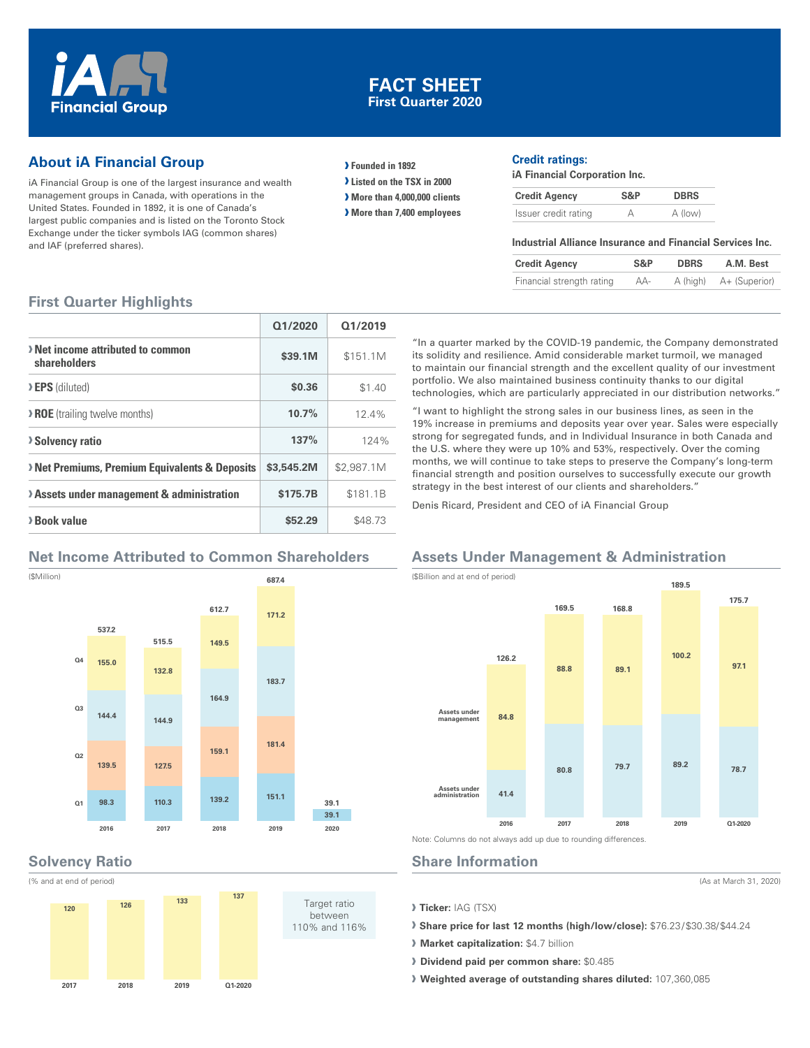iA Financial Group

# FACT SHEET
## First Quarter 2020

## About iA Financial Group

iA Financial Group is one of the largest insurance and wealth management groups in Canada, with operations in the United States. Founded in 1892, it is one of Canada's largest public companies and is listed on the Toronto Stock Exchange under the ticker symbols IAG (common shares) and IAF (preferred shares).

- **Founded in 1892**
- **Listed on the TSX in 2000**
- **More than 4,000,000 clients**
- **More than 7,400 employees**

### Credit ratings:

**iA Financial Corporation Inc.**

| Credit Agency | S&P | DBRS |
|---|---|---|
| Issuer credit rating | A | A (low) |

**Industrial Alliance Insurance and Financial Services Inc.**

| Credit Agency | S&P | DBRS | A.M. Best |
|---|---|---|---|
| Financial strength rating | AA- | A (high) | A+ (Superior) |

## First Quarter Highlights

| | Q1/2020 | Q1/2019 |
|---|---|---|
| **Net income attributed to common shareholders** | **$39.1M** | $151.1M |
| **EPS** (diluted) | **$0.36** | $1.40 |
| **ROE** (trailing twelve months) | **10.7%** | 12.4% |
| **Solvency ratio** | **137%** | 124% |
| **Net Premiums, Premium Equivalents & Deposits** | **$3,545.2M** | $2,987.1M |
| **Assets under management & administration** | **$175.7B** | $181.1B |
| **Book value** | **$52.29** | $48.73 |

"In a quarter marked by the COVID-19 pandemic, the Company demonstrated its solidity and resilience. Amid considerable market turmoil, we managed to maintain our financial strength and the excellent quality of our investment portfolio. We also maintained business continuity thanks to our digital technologies, which are particularly appreciated in our distribution networks."

"I want to highlight the strong sales in our business lines, as seen in the 19% increase in premiums and deposits year over year. Sales were especially strong for segregated funds, and in Individual Insurance in both Canada and the U.S. where they were up 10% and 53%, respectively. Over the coming months, we will continue to take steps to preserve the Company's long-term financial strength and position ourselves to successfully execute our growth strategy in the best interest of our clients and shareholders."

Denis Ricard, President and CEO of iA Financial Group

## Net Income Attributed to Common Shareholders

($Million)

2016: 537.2 — Q1 98.3, Q2 139.5, Q3 144.4, Q4 155.0
2017: 515.5 — Q1 110.3, Q2 127.5, Q3 144.9, Q4 132.8
2018: 612.7 — Q1 139.2, Q2 159.1, Q3 164.9, Q4 149.5
2019: 687.4 — Q1 151.1, Q2 181.4, Q3 183.7, Q4 171.2
2020: 39.1 — Q1 39.1

## Assets Under Management & Administration

($Billion and at end of period)

Assets under management; Assets under administration

2016: 126.2 — 84.8, 41.4
2017: 169.5 — 88.8, 80.8
2018: 168.8 — 89.1, 79.7
2019: 189.5 — 100.2, 89.2
Q1-2020: 175.7 — 97.1, 78.7

Note: Columns do not always add up due to rounding differences.

## Solvency Ratio

(% and at end of period)

2017: 120
2018: 126
2019: 133
Q1-2020: 137

Target ratio between 110% and 116%

## Share Information

(As at March 31, 2020)

- **Ticker:** IAG (TSX)
- **Share price for last 12 months (high/low/close):** $76.23/$30.38/$44.24
- **Market capitalization:** $4.7 billion
- **Dividend paid per common share:** $0.485
- **Weighted average of outstanding shares diluted:** 107,360,085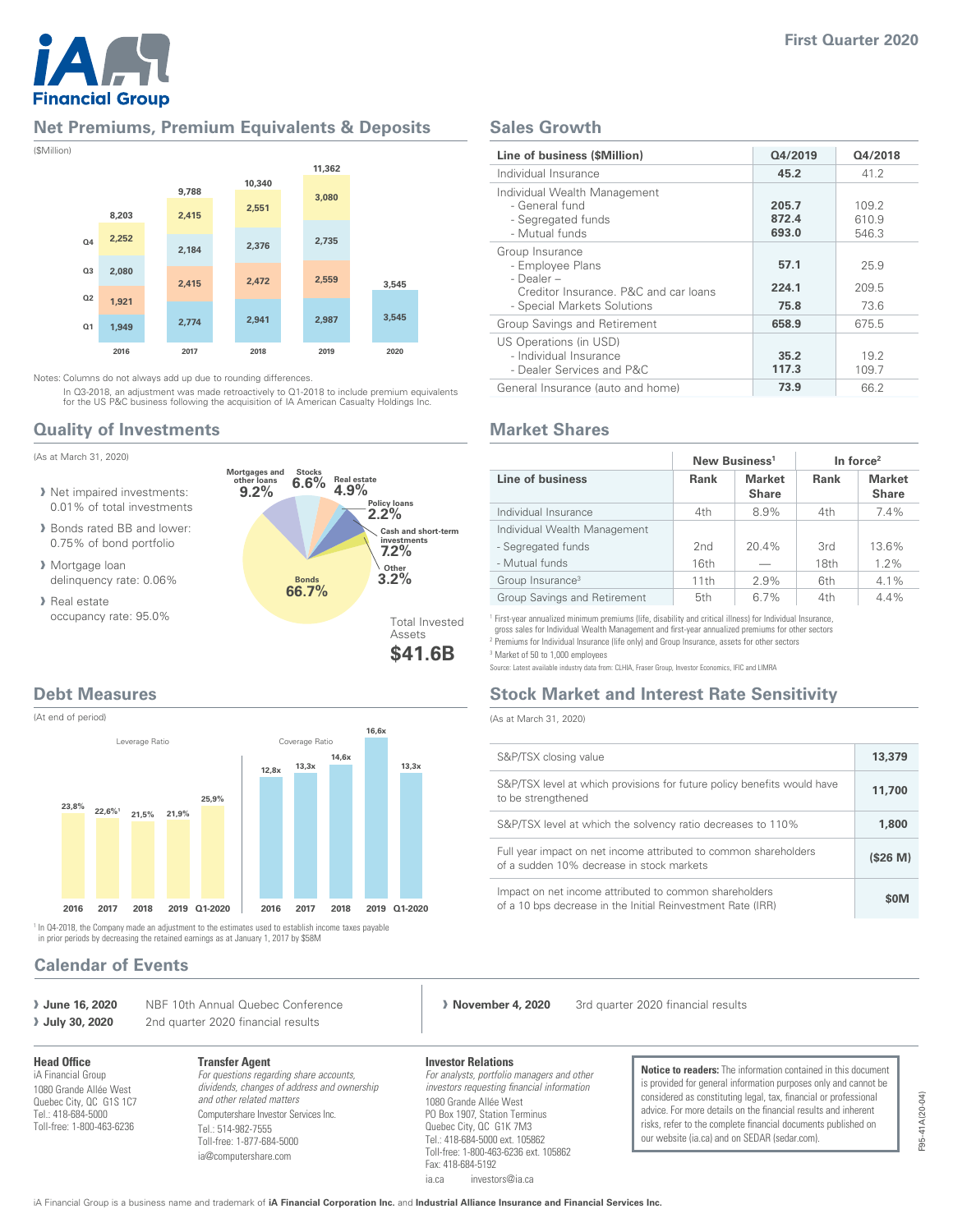iA Financial Group

First Quarter 2020

## Net Premiums, Premium Equivalents & Deposits

($Million)

Q4
Q3
Q2
Q1

2016: 8,203 — 2,252; 2,080; 1,921; 1,949
2017: 9,788 — 2,415; 2,184; 2,415; 2,774
2018: 10,340 — 2,551; 2,376; 2,472; 2,941
2019: 11,362 — 3,080; 2,735; 2,559; 2,987
2020: 3,545 — 3,545

Notes: Columns do not always add up due to rounding differences.
In Q3-2018, an adjustment was made retroactively to Q1-2018 to include premium equivalents for the US P&C business following the acquisition of IA American Casualty Holdings Inc.

## Sales Growth

| Line of business ($Million) | Q4/2019 | Q4/2018 |
|---|---|---|
| Individual Insurance | **45.2** | 41.2 |
| Individual Wealth Management | | |
| - General fund | **205.7** | 109.2 |
| - Segregated funds | **872.4** | 610.9 |
| - Mutual funds | **693.0** | 546.3 |
| Group Insurance | | |
| - Employee Plans | **57.1** | 25.9 |
| - Dealer – Creditor Insurance. P&C and car loans | **224.1** | 209.5 |
| - Special Markets Solutions | **75.8** | 73.6 |
| Group Savings and Retirement | **658.9** | 675.5 |
| US Operations (in USD) | | |
| - Individual Insurance | **35.2** | 19.2 |
| - Dealer Services and P&C | **117.3** | 109.7 |
| General Insurance (auto and home) | **73.9** | 66.2 |

## Quality of Investments

(As at March 31, 2020)

- Net impaired investments: 0.01% of total investments
- Bonds rated BB and lower: 0.75% of bond portfolio
- Mortgage loan delinquency rate: 0.06%
- Real estate occupancy rate: 95.0%

Mortgages and other loans 9.2%
Stocks 6.6%
Real estate 4.9%
Policy loans 2.2%
Cash and short-term investments 7.2%
Other 3.2%
Bonds 66.7%

Total Invested Assets
**$41.6B**

## Market Shares

| | New Business[1] | | In force[2] | |
|---|---|---|---|---|
| Line of business | Rank | Market Share | Rank | Market Share |
| Individual Insurance | 4th | 8.9% | 4th | 7.4% |
| Individual Wealth Management | | | | |
| - Segregated funds | 2nd | 20.4% | 3rd | 13.6% |
| - Mutual funds | 16th | — | 18th | 1.2% |
| Group Insurance[3] | 11th | 2.9% | 6th | 4.1% |
| Group Savings and Retirement | 5th | 6.7% | 4th | 4.4% |

[1] First-year annualized minimum premiums (life, disability and critical illness) for Individual Insurance, gross sales for Individual Wealth Management and first-year annualized premiums for other sectors
[2] Premiums for Individual Insurance (life only) and Group Insurance, assets for other sectors
[3] Market of 50 to 1,000 employees
Source: Latest available industry data from: CLHIA, Fraser Group, Investor Economics, IFIC and LIMRA

## Debt Measures

(At end of period)

Leverage Ratio
23,8% 22,6%[1] 21,5% 21,9% 25,9%
2016 2017 2018 2019 Q1-2020

Coverage Ratio
12,8x 13,3x 14,6x 16,6x 13,3x
2016 2017 2018 2019 Q1-2020

[1] In Q4-2018, the Company made an adjustment to the estimates used to establish income taxes payable in prior periods by decreasing the retained earnings as at January 1, 2017 by $58M

## Stock Market and Interest Rate Sensitivity

(As at March 31, 2020)

| | |
|---|---|
| S&P/TSX closing value | **13,379** |
| S&P/TSX level at which provisions for future policy benefits would have to be strengthened | **11,700** |
| S&P/TSX level at which the solvency ratio decreases to 110% | **1,800** |
| Full year impact on net income attributed to common shareholders of a sudden 10% decrease in stock markets | **($26 M)** |
| Impact on net income attributed to common shareholders of a 10 bps decrease in the Initial Reinvestment Rate (IRR) | **$0M** |

## Calendar of Events

- **June 16, 2020** NBF 10th Annual Quebec Conference
- **July 30, 2020** 2nd quarter 2020 financial results
- **November 4, 2020** 3rd quarter 2020 financial results

**Head Office**
iA Financial Group
1080 Grande Allée West
Quebec City, QC G1S 1C7
Tel.: 418-684-5000
Toll-free: 1-800-463-6236

**Transfer Agent**
*For questions regarding share accounts, dividends, changes of address and ownership and other related matters*
Computershare Investor Services Inc.
Tel.: 514-982-7555
Toll-free: 1-877-684-5000
ia@computershare.com

**Investor Relations**
*For analysts, portfolio managers and other investors requesting financial information*
1080 Grande Allée West
PO Box 1907, Station Terminus
Quebec City, QC G1K 7M3
Tel.: 418-684-5000 ext. 105862
Toll-free: 1-800-463-6236 ext. 105862
Fax: 418-684-5192
ia.ca investors@ia.ca

**Notice to readers:** The information contained in this document is provided for general information purposes only and cannot be considered as constituting legal, tax, financial or professional advice. For more details on the financial results and inherent risks, refer to the complete financial documents published on our website (ia.ca) and on SEDAR (sedar.com).

F95-41A(20-04)

iA Financial Group is a business name and trademark of **iA Financial Corporation Inc.** and **Industrial Alliance Insurance and Financial Services Inc.**